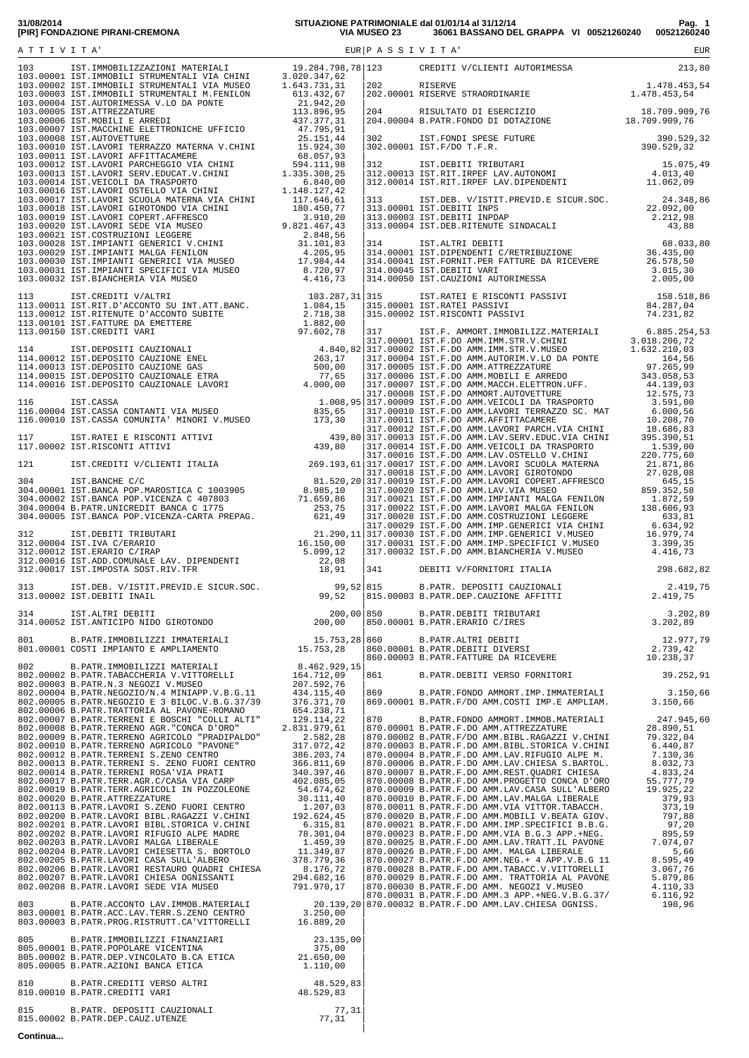31/08/2014 **[PIR] FONDAZIONE PIRANI-CREMONA**

**SITUAZIONE PATRIMONIALE dal 01/01/14 al 31/12/14**
**VIA MUSEO 23 36061 BASSANO DEL GRAPPA VI 00521260240 00521260240**

| ATTIVITA' | | EUR | PASSIVITA' | | EUR |
|---|---|---|---|---|---|
| 103 | IST.IMMOBILIZZAZIONI MATERIALI | 19.284.798,78 | 123 | CREDITI V/CLIENTI AUTORIMESSA | 213,80 |
| 103.00001 | IST.IMMOBILI STRUMENTALI VIA CHINI | 3.020.347,62 | | | |
| 103.00002 | IST.IMMOBILI STRUMENTALI VIA MUSEO | 1.643.731,31 | 202 | RISERVE | 1.478.453,54 |
| 103.00003 | IST.IMMOBILI STRUMENTALI M.FENILON | 613.432,67 | 202.00001 | RISERVE STRAORDINARIE | 1.478.453,54 |
| 103.00004 | IST.AUTORIMESSA V.LO DA PONTE | 21.942,20 | | | |
| 103.00005 | IST.ATTREZZATURE | 113.896,95 | 204 | RISULTATO DI ESERCIZIO | 18.709.909,76 |
| 103.00006 | IST.MOBILI E ARREDI | 437.377,31 | 204.00004 | B.PATR.FONDO DI DOTAZIONE | 18.709.909,76 |
| 103.00007 | IST.MACCHINE ELETTRONICHE UFFICIO | 47.795,91 | | | |
| 103.00008 | IST.AUTOVETTURE | 25.151,44 | 302 | IST.FONDI SPESE FUTURE | 390.529,32 |
| 103.00010 | IST.LAVORI TERRAZZO MATERNA V.CHINI | 15.924,30 | 302.00001 | IST.F/DO T.F.R. | 390.529,32 |
| 103.00011 | IST.LAVORI AFFITTACAMERE | 68.057,93 | | | |
| 103.00012 | IST.LAVORI PARCHEGGIO VIA CHINI | 594.111,98 | 312 | IST.DEBITI TRIBUTARI | 15.075,49 |
| 103.00013 | IST.LAVORI SERV.EDUCAT.V.CHINI | 1.335.308,25 | 312.00013 | IST.RIT.IRPEF LAV.AUTONOMI | 4.013,40 |
| 103.00014 | IST.VEICOLI DA TRASPORTO | 6.840,00 | 312.00014 | IST.RIT.IRPEF LAV.DIPENDENTI | 11.062,09 |
| 103.00016 | IST.LAVORI OSTELLO VIA CHINI | 1.148.127,42 | | | |
| 103.00017 | IST.LAVORI SCUOLA MATERNA VIA CHINI | 117.646,61 | 313 | IST.DEB. V/ISTIT.PREVID.E SICUR.SOC. | 24.348,86 |
| 103.00018 | IST.LAVORI GIROTONDO VIA CHINI | 180.450,77 | 313.00001 | IST.DEBITI INPS | 22.092,00 |
| 103.00019 | IST.LAVORI COPERT.AFFRESCO | 3.910,20 | 313.00003 | IST.DEBITI INPDAP | 2.212,98 |
| 103.00020 | IST.LAVORI SEDE VIA MUSEO | 9.821.467,43 | 313.00004 | IST.DEB.RITENUTE SINDACALI | 43,88 |
| 103.00021 | IST.COSTRUZIONI LEGGERE | 2.848,56 | | | |
| 103.00028 | IST.IMPIANTI GENERICI V.CHINI | 31.101,83 | 314 | IST.ALTRI DEBITI | 68.033,80 |
| 103.00029 | IST.IMPIANTI MALGA FENILON | 4.205,95 | 314.00001 | IST.DIPENDENTI C/RETRIBUZIONE | 36.435,00 |
| 103.00030 | IST.IMPIANTI GENERICI VIA MUSEO | 17.984,44 | 314.00041 | IST.FORNIT.PER FATTURE DA RICEVERE | 26.578,50 |
| 103.00031 | IST.IMPIANTI SPECIFICI VIA MUSEO | 8.720,97 | 314.00045 | IST.DEBITI VARI | 3.015,30 |
| 103.00032 | IST.BIANCHERIA VIA MUSEO | 4.416,73 | 314.00050 | IST.CAUZIONI AUTORIMESSA | 2.005,00 |
| | | | | | |
| 113 | IST.CREDITI V/ALTRI | 103.287,31 | 315 | IST.RATEI E RISCONTI PASSIVI | 158.518,86 |
| 113.00011 | IST.RIT.D'ACCONTO SU INT.ATT.BANC. | 1.084,15 | 315.00001 | IST.RATEI PASSIVI | 84.287,04 |
| 113.00012 | IST.RITENUTE D'ACCONTO SUBITE | 2.718,38 | 315.00002 | IST.RISCONTI PASSIVI | 74.231,82 |
| 113.00101 | IST.FATTURE DA EMETTERE | 1.882,00 | | | |
| 113.00150 | IST.CREDITI VARI | 97.602,78 | 317 | IST.F. AMMORT.IMMOBILIZZ.MATERIALI | 6.885.254,53 |
| | | | 317.00001 | IST.F.DO AMM.IMM.STR.V.CHINI | 3.018.206,72 |
| 114 | IST.DEPOSITI CAUZIONALI | 4.840,82 | 317.00002 | IST.F.DO AMM.IMM.STR.V.MUSEO | 1.632.210,03 |
| 114.00012 | IST.DEPOSITO CAUZIONE ENEL | 263,17 | 317.00004 | IST.F.DO AMM.AUTORIM.V.LO DA PONTE | 164,56 |
| 114.00013 | IST.DEPOSITO CAUZIONE GAS | 500,00 | 317.00005 | IST.F.DO AMM.ATTREZZATURE | 97.265,99 |
| 114.00015 | IST.DEPOSITO CAUZIONALE ETRA | 77,65 | 317.00006 | IST.F.DO AMM.MOBILI E ARREDO | 343.058,53 |
| 114.00016 | IST.DEPOSITO CAUZIONALE LAVORI | 4.000,00 | 317.00007 | IST.F.DO AMM.MACCH.ELETTRON.UFF. | 44.139,03 |
| | | | 317.00008 | IST.F.DO AMMORT.AUTOVETTURE | 12.575,73 |
| 116 | IST.CASSA | 1.008,95 | 317.00009 | IST.F.DO AMM.VEICOLI DA TRASPORTO | 3.591,00 |
| 116.00004 | IST.CASSA CONTANTI VIA MUSEO | 835,65 | 317.00010 | IST.F.DO AMM.LAVORI TERRAZZO SC. MAT | 6.000,56 |
| 116.00010 | IST.CASSA COMUNITA' MINORI V.MUSEO | 173,30 | 317.00011 | IST.F.DO AMM.AFFITTACAMERE | 10.208,70 |
| | | | 317.00012 | IST.F.DO AMM.LAVORI PARCH.VIA CHINI | 18.686,83 |
| 117 | IST.RATEI E RISCONTI ATTIVI | 439,80 | 317.00013 | IST.F.DO AMM.LAV.SERV.EDUC.VIA CHINI | 395.390,51 |
| 117.00002 | IST.RISCONTI ATTIVI | 439,80 | 317.00014 | IST.F.DO AMM.VEICOLI DA TRASPORTO | 1.539,00 |
| | | | 317.00016 | IST.F.DO AMM.LAV.OSTELLO V.CHINI | 220.775,60 |
| 121 | IST.CREDITI V/CLIENTI ITALIA | 269.193,61 | 317.00017 | IST.F.DO AMM.LAVORI SCUOLA MATERNA | 21.871,86 |
| | | | 317.00018 | IST.F.DO AMM.LAVORI GIROTONDO | 27.028,08 |
| 304 | IST.BANCHE C/C | 81.520,20 | 317.00019 | IST.F.DO AMM.LAVORI COPERT.AFFRESCO | 645,15 |
| 304.00001 | IST.BANCA POP.MAROSTICA C 1003905 | 8.985,10 | 317.00020 | IST.F.DO AMM.LAV.VIA MUSEO | 859.352,58 |
| 304.00002 | IST.BANCA POP.VICENZA C 407803 | 71.659,86 | 317.00021 | IST.F.DO AMM.IMPIANTI MALGA FENILON | 1.872,59 |
| 304.00004 | B.PATR.UNICREDIT BANCA C 1775 | 253,75 | 317.00022 | IST.F.DO AMM.LAVORI MALGA FENILON | 138.606,93 |
| 304.00005 | IST.BANCA POP.VICENZA-CARTA PREPAG. | 621,49 | 317.00028 | IST.F.DO AMM.COSTRUZIONI LEGGERE | 633,81 |
| | | | 317.00029 | IST.F.DO AMM.IMP.GENERICI VIA CHINI | 6.634,92 |
| 312 | IST.DEBITI TRIBUTARI | 21.290,11 | 317.00030 | IST.F.DO AMM.IMP.GENERICI V.MUSEO | 16.979,74 |
| 312.00004 | IST.IVA C/ERARIO | 16.150,00 | 317.00031 | IST.F.DO AMM.IMP.SPECIFICI V.MUSEO | 3.399,35 |
| 312.00012 | IST.ERARIO C/IRAP | 5.099,12 | 317.00032 | IST.F.DO AMM.BIANCHERIA V.MUSEO | 4.416,73 |
| 312.00016 | IST.ADD.COMUNALE LAV. DIPENDENTI | 22,08 | | | |
| 312.00017 | IST.IMPOSTA SOST.RIV.TFR | 18,91 | 341 | DEBITI V/FORNITORI ITALIA | 298.682,82 |
| | | | | | |
| 313 | IST.DEB. V/ISTIT.PREVID.E SICUR.SOC. | 99,52 | 815 | B.PATR. DEPOSITI CAUZIONALI | 2.419,75 |
| 313.00002 | IST.DEBITI INAIL | 99,52 | 815.00003 | B.PATR.DEP.CAUZIONE AFFITTI | 2.419,75 |
| | | | | | |
| 314 | IST.ALTRI DEBITI | 200,00 | 850 | B.PATR.DEBITI TRIBUTARI | 3.202,89 |
| 314.00052 | IST.ANTICIPO NIDO GIROTONDO | 200,00 | 850.00001 | B.PATR.ERARIO C/IRES | 3.202,89 |
| | | | | | |
| 801 | B.PATR.IMMOBILIZZ IMMATERIALI | 15.753,28 | 860 | B.PATR.ALTRI DEBITI | 12.977,79 |
| 801.00001 | COSTI IMPIANTO E AMPLIAMENTO | 15.753,28 | 860.00001 | B.PATR.DEBITI DIVERSI | 2.739,42 |
| | | | 860.00003 | B.PATR.FATTURE DA RICEVERE | 10.238,37 |
| 802 | B.PATR.IMMOBILIZZ MATERIALI | 8.462.929,15 | | | |
| 802.00002 | B.PATR.TABACCHERIA V.VITTORELLI | 164.712,09 | 861 | B.PATR.DEBITI VERSO FORNITORI | 39.252,91 |
| 802.00003 | B.PATR.N.3 NEGOZI V.MUSEO | 207.592,76 | | | |
| 802.00004 | B.PATR.NEGOZIO/N.4 MINIAPP.V.B.G.11 | 434.115,40 | 869 | B.PATR.FONDO AMMORT.IMP.IMMATERIALI | 3.150,66 |
| 802.00005 | B.PATR.NEGOZIO E 3 BILOC.V.B.G.37/39 | 376.371,70 | 869.00001 | B.PATR.F/DO AMM.COSTI IMP.E AMPLIAM. | 3.150,66 |
| 802.00006 | B.PATR.TRATTORIA AL PAVONE-ROMANO | 654.238,71 | | | |
| 802.00007 | B.PATR.TERRENI E BOSCHI "COLLI ALTI" | 129.114,22 | 870 | B.PATR.FONDO AMMORT.IMMOB.MATERIALI | 247.945,60 |
| 802.00008 | B.PATR.TERRENO AGR."CONCA D'ORO" | 2.831.979,61 | 870.00001 | B.PATR.F.DO AMM.ATTREZZATURE | 28.890,51 |
| 802.00009 | B.PATR.TERRENO AGRICOLO "PRADIPALDO" | 2.582,28 | 870.00002 | B.PATR.F/DO AMM.BIBL.RAGAZZI V.CHINI | 79.322,04 |
| 802.00010 | B.PATR.TERRENO AGRICOLO "PAVONE" | 317.072,42 | 870.00003 | B.PATR.F.DO AMM.BIBL.STORICA V.CHINI | 6.440,87 |
| 802.00012 | B.PATR.TERRENI S.ZENO CENTRO | 386.203,74 | 870.00004 | B.PATR.F.DO AMM.LAV.RIFUGIO ALPE M. | 7.130,36 |
| 802.00013 | B.PATR.TERRENI S. ZENO FUORI CENTRO | 366.811,69 | 870.00006 | B.PATR.F.DO AMM.LAV.CHIESA S.BARTOL. | 8.032,73 |
| 802.00014 | B.PATR.TERRENI ROSA'VIA PRATI | 340.397,46 | 870.00007 | B.PATR.F.DO AMM.REST.QUADRI CHIESA | 4.833,24 |
| 802.00017 | B.PATR.TERR.AGR.C/CASA VIA CARP | 402.085,05 | 870.00008 | B.PATR.F.DO AMM.PROGETTO CONCA D'ORO | 55.777,79 |
| 802.00019 | B.PATR.TERR.AGRICOLI IN POZZOLEONE | 54.674,62 | 870.00009 | B.PATR.F.DO AMM.LAV.CASA SULL'ALBERO | 19.925,22 |
| 802.00020 | B.PATR.ATTREZZATURE | 30.111,40 | 870.00010 | B.PATR.F.DO AMM.LAV.MALGA LIBERALE | 379,93 |
| 802.00113 | B.PATR.LAVORI S.ZENO FUORI CENTRO | 1.207,03 | 870.00011 | B.PATR.F.DO AMM.LAV.VIA VITTOR.TABACCH. | 373,19 |
| 802.00200 | B.PATR.LAVORI BIBL.RAGAZZI V.CHINI | 192.624,45 | 870.00020 | B.PATR.F.DO AMM.MOBILI V.BEATA GIOV. | 797,88 |
| 802.00201 | B.PATR.LAVORI BIBL.STORICA V.CHINI | 6.315,81 | 870.00021 | B.PATR.F.DO AMM.IMP.SPECIFICI B.B.G. | 97,20 |
| 802.00202 | B.PATR.LAVORI RIFUGIO ALPE MADRE | 78.301,04 | 870.00023 | B.PATR.F.DO AMM.VIA B.G.3 APP.+NEG. | 895,59 |
| 802.00203 | B.PATR.LAVORI MALGA LIBERALE | 1.459,39 | 870.00025 | B.PATR.F.DO AMM.LAV.TRATT.IL PAVONE | 7.074,07 |
| 802.00204 | B.PATR.LAVORI CHIESETTA S. BORTOLO | 11.349,87 | 870.00026 | B.PATR.F.DO AMM. MALGA LIBERALE | 5,66 |
| 802.00205 | B.PATR.LAVORI CASA SULL'ALBERO | 378.779,36 | 870.00027 | B.PATR.F.DO AMM.NEG.+ 4 APP.V.B.G 11 | 8.595,49 |
| 802.00206 | B.PATR.LAVORI RESTAURO QUADRI CHIESA | 8.176,72 | 870.00028 | B.PATR.F.DO AMM.TABACC.V.VITTORELLI | 3.067,76 |
| 802.00207 | B.PATR.LAVORI CHIESA OGNISSANTI | 294.682,16 | 870.00029 | B.PATR.F.DO AMM. TRATTORIA AL PAVONE | 5.879,86 |
| 802.00208 | B.PATR.LAVORI SEDE VIA MUSEO | 791.970,17 | 870.00030 | B.PATR.F.DO AMM. NEGOZI V.MUSEO | 4.110,33 |
| | | | 870.00031 | B.PATR.F.DO AMM.3 APP.+NEG.V.B.G.37/ | 6.116,92 |
| 803 | B.PATR.ACCONTO LAV.IMMOB.MATERIALI | 20.139,20 | 870.00032 | B.PATR.F.DO AMM.LAV.CHIESA OGNISS. | 198,96 |
| 803.00001 | B.PATR.ACC.LAV.TERR.S.ZENO CENTRO | 3.250,00 | | | |
| 803.00003 | B.PATR.PROG.RISTRUTT.CA'VITTORELLI | 16.889,20 | | | |
| | | | | | |
| 805 | B.PATR.IMMOBILIZZI FINANZIARI | 23.135,00 | | | |
| 805.00001 | B.PATR.POPOLARE VICENTINA | 375,00 | | | |
| 805.00002 | B.PATR.DEP.VINCOLATO B.CA ETICA | 21.650,00 | | | |
| 805.00005 | B.PATR.AZIONI BANCA ETICA | 1.110,00 | | | |
| | | | | | |
| 810 | B.PATR.CREDITI VERSO ALTRI | 48.529,83 | | | |
| 810.00010 | B.PATR.CREDITI VARI | 48.529,83 | | | |
| | | | | | |
| 815 | B.PATR. DEPOSITI CAUZIONALI | 77,31 | | | |
| 815.00002 | B.PATR.DEP.CAUZ.UTENZE | 77,31 | | | |

**Continua...**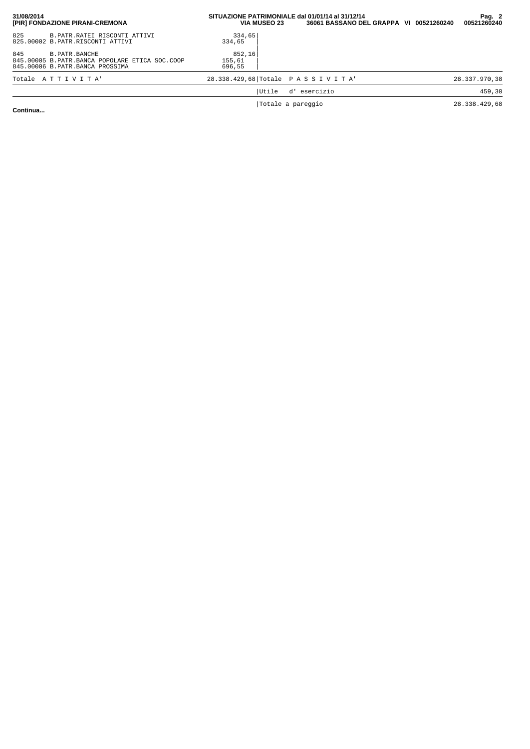| Conto | Descrizione | Importo | | Descrizione | Importo |
|---|---|---|---|---|---|
| 825 | B.PATR.RATEI RISCONTI ATTIVI | 334,65 | | | |
| 825.00002 | B.PATR.RISCONTI ATTIVI | 334,65 | | | |
| 845 | B.PATR.BANCHE | 852,16 | | | |
| 845.00005 | B.PATR.BANCA POPOLARE ETICA SOC.COOP | 155,61 | | | |
| 845.00006 | B.PATR.BANCA PROSSIMA | 696,55 | | | |
| | Totale A T T I V I T A' | 28.338.429,68 | | Totale P A S S I V I T A' | 28.337.970,38 |
| | | | | Utile d' esercizio | 459,30 |
| | | | | Totale a pareggio | 28.338.429,68 |

**Continua...**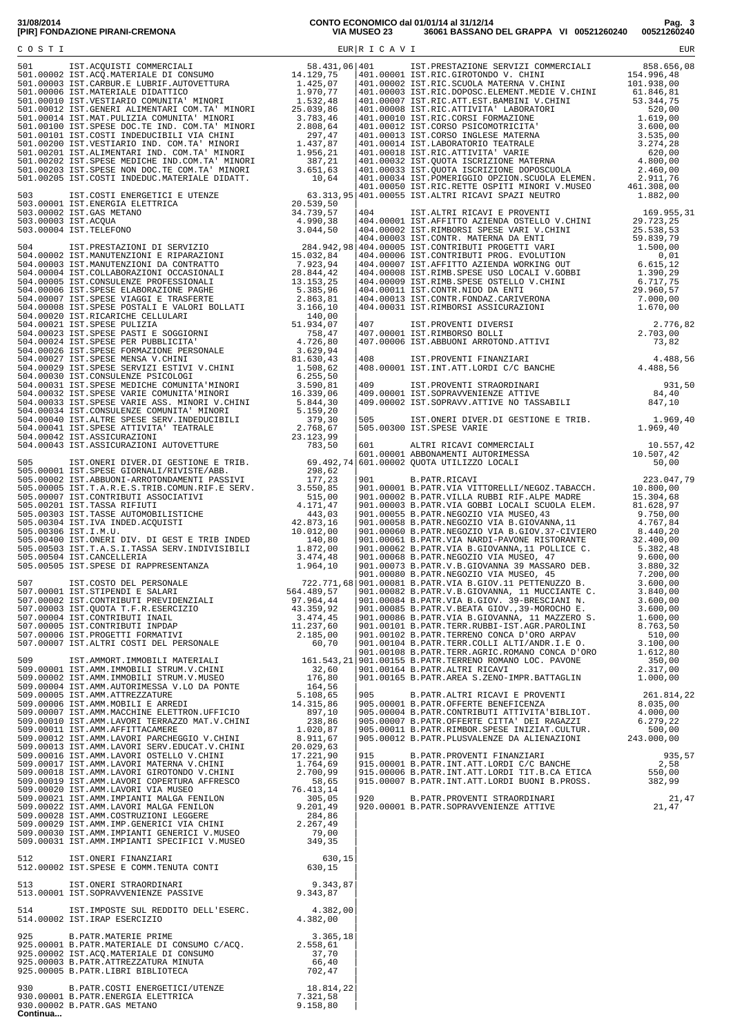31/08/2014
[PIR] FONDAZIONE PIRANI-CREMONA

CONTO ECONOMICO dal 01/01/14 al 31/12/14
VIA MUSEO 23 36061 BASSANO DEL GRAPPA VI 00521260240

## COSTI

| Codice | Descrizione | EUR |
|---|---|---|
| 501 | IST.ACQUISTI COMMERCIALI | 58.431,06 |
| 501.00002 | IST.ACQ.MATERIALE DI CONSUMO | 14.129,75 |
| 501.00003 | IST.CARBUR.E LUBRIF.AUTOVETTURA | 1.425,07 |
| 501.00006 | IST.MATERIALE DIDATTICO | 1.970,77 |
| 501.00010 | IST.VESTIARIO COMUNITA' MINORI | 1.532,48 |
| 501.00012 | IST.GENERI ALIMENTARI COM.TA' MINORI | 25.039,86 |
| 501.00014 | IST.MAT.PULIZIA COMUNITA' MINORI | 3.783,46 |
| 501.00100 | IST.SPESE DOC.TE IND. COM.TA' MINORI | 2.808,64 |
| 501.00101 | IST.COSTI INDEDUCIBILI VIA CHINI | 297,47 |
| 501.00200 | IST.VESTIARIO IND. COM.TA' MINORI | 1.437,87 |
| 501.00201 | IST.ALIMENTARI IND. COM.TA' MINORI | 1.956,21 |
| 501.00202 | IST.SPESE MEDICHE IND.COM.TA' MINORI | 387,21 |
| 501.00203 | IST.SPESE NON DOC.TE COM.TA' MINORI | 3.651,63 |
| 501.00205 | IST.COSTI INDEDUC.MATERIALE DIDATT. | 10,64 |
| 503 | IST.COSTI ENERGETICI E UTENZE | 63.313,95 |
| 503.00001 | IST.ENERGIA ELETTRICA | 20.539,50 |
| 503.00002 | IST.GAS METANO | 34.739,57 |
| 503.00003 | IST.ACQUA | 4.990,38 |
| 503.00004 | IST.TELEFONO | 3.044,50 |
| 504 | IST.PRESTAZIONI DI SERVIZIO | 284.942,98 |
| 504.00002 | IST.MANUTENZIONI E RIPARAZIONI | 15.032,84 |
| 504.00003 | IST.MANUTENZIONI DA CONTRATTO | 7.923,94 |
| 504.00004 | IST.COLLABORAZIONI OCCASIONALI | 28.844,42 |
| 504.00005 | IST.CONSULENZE PROFESSIONALI | 13.153,25 |
| 504.00006 | IST.SPESE ELABORAZIONE PAGHE | 5.385,96 |
| 504.00007 | IST.SPESE VIAGGI E TRASFERTE | 2.863,81 |
| 504.00008 | IST.SPESE POSTALI E VALORI BOLLATI | 3.166,10 |
| 504.00020 | IST.RICARICHE CELLULARI | 140,00 |
| 504.00021 | IST.SPESE PULIZIA | 51.934,07 |
| 504.00023 | IST.SPESE PASTI E SOGGIORNI | 758,47 |
| 504.00024 | IST.SPESE PER PUBBLICITA' | 4.726,80 |
| 504.00026 | IST.SPESE FORMAZIONE PERSONALE | 3.629,94 |
| 504.00027 | IST.SPESE MENSA V.CHINI | 81.630,43 |
| 504.00029 | IST.SPESE SERVIZI ESTIVI V.CHINI | 1.508,62 |
| 504.00030 | IST.CONSULENZE PSICOLOGI | 6.255,50 |
| 504.00031 | IST.SPESE MEDICHE COMUNITA'MINORI | 3.590,81 |
| 504.00032 | IST.SPESE VARIE COMUNITA'MINORI | 16.339,06 |
| 504.00033 | IST.SPESE VARIE ASS. MINORI V.CHINI | 5.844,30 |
| 504.00034 | IST.CONSULENZE COMUNITA' MINORI | 5.159,20 |
| 504.00040 | IST.ALTRE SPESE SERV.INDEDUCIBILI | 379,30 |
| 504.00041 | IST.SPESE ATTIVITA' TEATRALE | 2.768,67 |
| 504.00042 | IST.ASSICURAZIONI | 23.123,99 |
| 504.00043 | IST.ASSICURAZIONI AUTOVETTURE | 783,50 |
| 505 | IST.ONERI DIVER.DI GESTIONE E TRIB. | 69.492,74 |
| 505.00001 | IST.SPESE GIORNALI/RIVISTE/ABB. | 298,62 |
| 505.00002 | IST.ABBUONI-ARROTONDAMENTI PASSIVI | 177,23 |
| 505.00005 | IST.T.A.R.E.S.TRIB.COMUN.RIF.E SERV. | 3.550,85 |
| 505.00007 | IST.CONTRIBUTI ASSOCIATIVI | 515,00 |
| 505.00201 | IST.TASSA RIFIUTI | 4.171,47 |
| 505.00303 | IST.TASSE AUTOMOBILISTICHE | 443,03 |
| 505.00304 | IST.IVA INDED.ACQUISTI | 42.873,16 |
| 505.00306 | IST.I.M.U. | 10.012,00 |
| 505.00400 | IST.ONERI DIV. DI GEST E TRIB INDED | 140,80 |
| 505.00503 | IST.T.A.S.I.TASSA SERV.INDIVISIBILI | 1.872,00 |
| 505.00504 | IST.CANCELLERIA | 3.474,48 |
| 505.00505 | IST.SPESE DI RAPPRESENTANZA | 1.964,10 |
| 507 | IST.COSTO DEL PERSONALE | 722.771,68 |
| 507.00001 | IST.STIPENDI E SALARI | 564.489,57 |
| 507.00002 | IST.CONTRIBUTI PREVIDENZIALI | 97.964,44 |
| 507.00003 | IST.QUOTA T.F.R.ESERCIZIO | 43.359,92 |
| 507.00004 | IST.CONTRIBUTI INAIL | 3.474,45 |
| 507.00005 | IST.CONTRIBUTI INPDAP | 11.237,60 |
| 507.00006 | IST.PROGETTI FORMATIVI | 2.185,00 |
| 507.00007 | IST.ALTRI COSTI DEL PERSONALE | 60,70 |
| 509 | IST.AMMORT.IMMOBILI MATERIALI | 161.543,21 |
| 509.00001 | IST.AMM.IMMOBILI STRUM.V.CHINI | 32,60 |
| 509.00002 | IST.AMM.IMMOBILI STRUM.V.MUSEO | 176,80 |
| 509.00004 | IST.AMM.AUTORIMESSA V.LO DA PONTE | 164,56 |
| 509.00005 | IST.AMM.ATTREZZATURE | 5.108,65 |
| 509.00006 | IST.AMM.MOBILI E ARREDI | 14.315,86 |
| 509.00007 | IST.AMM.MACCHINE ELETTRON.UFFICIO | 897,10 |
| 509.00010 | IST.AMM.LAVORI TERRAZZO MAT.V.CHINI | 238,86 |
| 509.00011 | IST.AMM.AFFITTACAMERE | 1.020,87 |
| 509.00012 | IST.AMM.LAVORI PARCHEGGIO V.CHINI | 8.911,67 |
| 509.00013 | IST.AMM.LAVORI SERV.EDUCAT.V.CHINI | 20.029,63 |
| 509.00016 | IST.AMM.LAVORI OSTELLO V.CHINI | 17.221,90 |
| 509.00017 | IST.AMM.LAVORI MATERNA V.CHINI | 1.764,69 |
| 509.00018 | IST.AMM.LAVORI GIROTONDO V.CHINI | 2.700,99 |
| 509.00019 | IST.AMM.LAVORI COPERTURA AFFRESCO | 58,65 |
| 509.00020 | IST.AMM.LAVORI VIA MUSEO | 76.413,14 |
| 509.00021 | IST.AMM.IMPIANTI MALGA FENILON | 305,05 |
| 509.00022 | IST.AMM.LAVORI MALGA FENILON | 9.201,49 |
| 509.00028 | IST.AMM.COSTRUZIONI LEGGERE | 284,86 |
| 509.00029 | IST.AMM.IMP.GENERICI VIA CHINI | 2.267,49 |
| 509.00030 | IST.AMM.IMPIANTI GENERICI V.MUSEO | 79,00 |
| 509.00031 | IST.AMM.IMPIANTI SPECIFICI V.MUSEO | 349,35 |
| 512 | IST.ONERI FINANZIARI | 630,15 |
| 512.00002 | IST.SPESE E COMM.TENUTA CONTI | 630,15 |
| 513 | IST.ONERI STRAORDINARI | 9.343,87 |
| 513.00001 | IST.SOPRAVVENIENZE PASSIVE | 9.343,87 |
| 514 | IST.IMPOSTE SUL REDDITO DELL'ESERC. | 4.382,00 |
| 514.00002 | IST.IRAP ESERCIZIO | 4.382,00 |
| 925 | B.PATR.MATERIE PRIME | 3.365,18 |
| 925.00001 | B.PATR.MATERIALE DI CONSUMO C/ACQ. | 2.558,61 |
| 925.00002 | IST.ACQ.MATERIALE DI CONSUMO | 37,70 |
| 925.00003 | B.PATR.ATTREZZATURA MINUTA | 66,40 |
| 925.00005 | B.PATR.LIBRI BIBLIOTECA | 702,47 |
| 930 | B.PATR.COSTI ENERGETICI/UTENZE | 18.814,22 |
| 930.00001 | B.PATR.ENERGIA ELETTRICA | 7.321,58 |
| 930.00002 | B.PATR.GAS METANO | 9.158,80 |

## RICAVI

| Codice | Descrizione | EUR |
|---|---|---|
| 401 | IST.PRESTAZIONE SERVIZI COMMERCIALI | 858.656,08 |
| 401.00001 | IST.RIC.GIROTONDO V. CHINI | 154.996,48 |
| 401.00002 | IST.RIC.SCUOLA MATERNA V.CHINI | 101.938,00 |
| 401.00003 | IST.RIC.DOPOSC.ELEMENT.MEDIE V.CHINI | 61.846,81 |
| 401.00007 | IST.RIC.ATT.EST.BAMBINI V.CHINI | 53.344,75 |
| 401.00008 | IST.RIC.ATTIVITA' LABORATORI | 520,00 |
| 401.00010 | IST.RIC.CORSI FORMAZIONE | 1.619,00 |
| 401.00012 | IST.CORSO PSICOMOTRICITA' | 3.600,00 |
| 401.00013 | IST.CORSO INGLESE MATERNA | 3.535,00 |
| 401.00014 | IST.LABORATORIO TEATRALE | 3.274,28 |
| 401.00018 | IST.RIC.ATTIVITA' VARIE | 620,00 |
| 401.00032 | IST.QUOTA ISCRIZIONE MATERNA | 4.800,00 |
| 401.00033 | IST.QUOTA ISCRIZIONE DOPOSCUOLA | 2.460,00 |
| 401.00034 | IST.POMERIGGIO OPZION.SCUOLA ELEMEN. | 2.911,76 |
| 401.00050 | IST.RIC.RETTE OSPITI MINORI V.MUSEO | 461.308,00 |
| 401.00055 | IST.ALTRI RICAVI SPAZI NEUTRO | 1.882,00 |
| 404 | IST.ALTRI RICAVI E PROVENTI | 169.955,31 |
| 404.00001 | IST.AFFITTO AZIENDA OSTELLO V.CHINI | 29.723,25 |
| 404.00002 | IST.RIMBORSI SPESE VARI V.CHINI | 25.538,53 |
| 404.00003 | IST.CONTR. MATERNA DA ENTI | 59.839,79 |
| 404.00005 | IST.CONTRIBUTI PROGETTI VARI | 1.500,00 |
| 404.00006 | IST.CONTRIBUTI PROG. EVOLUTION | 0,01 |
| 404.00007 | IST.AFFITTO AZIENDA WORKING OUT | 6.615,12 |
| 404.00008 | IST.RIMB.SPESE USO LOCALI V.GOBBI | 1.390,29 |
| 404.00009 | IST.RIMB.SPESE OSTELLO V.CHINI | 6.717,75 |
| 404.00011 | IST.CONTR.NIDO DA ENTI | 29.960,57 |
| 404.00013 | IST.CONTR.FONDAZ.CARIVERONA | 7.000,00 |
| 404.00031 | IST.RIMBORSI ASSICURAZIONI | 1.670,00 |
| 407 | IST.PROVENTI DIVERSI | 2.776,82 |
| 407.00001 | IST.RIMBORSO BOLLI | 2.703,00 |
| 407.00006 | IST.ABBUONI ARROTOND.ATTIVI | 73,82 |
| 408 | IST.PROVENTI FINANZIARI | 4.488,56 |
| 408.00001 | IST.INT.ATT.LORDI C/C BANCHE | 4.488,56 |
| 409 | IST.PROVENTI STRAORDINARI | 931,50 |
| 409.00001 | IST.SOPRAVVENIENZE ATTIVE | 84,40 |
| 409.00002 | IST.SOPRAVV.ATTIVE NO TASSABILI | 847,10 |
| 505 | IST.ONERI DIVER.DI GESTIONE E TRIB. | 1.969,40 |
| 505.00300 | IST.SPESE VARIE | 1.969,40 |
| 601 | ALTRI RICAVI COMMERCIALI | 10.557,42 |
| 601.00001 | ABBONAMENTI AUTORIMESSA | 10.507,42 |
| 601.00002 | QUOTA UTILIZZO LOCALI | 50,00 |
| 901 | B.PATR.RICAVI | 223.047,79 |
| 901.00001 | B.PATR.VIA VITTORELLI/NEGOZ.TABACCH. | 10.800,00 |
| 901.00002 | B.PATR.VILLA RUBBI RIF.ALPE MADRE | 15.304,68 |
| 901.00003 | B.PATR.VIA GOBBI LOCALI SCUOLA ELEM. | 81.628,97 |
| 901.00055 | B.PATR.NEGOZIO VIA MUSEO,43 | 9.750,00 |
| 901.00058 | B.PATR.NEGOZIO VIA B.GIOVANNA,11 | 4.767,84 |
| 901.00060 | B.PATR.NEGOZIO VIA B.GIOV.37-CIVIERO | 8.440,20 |
| 901.00061 | B.PATR.VIA NARDI-PAVONE RISTORANTE | 32.400,00 |
| 901.00062 | B.PATR.VIA B.GIOVANNA,11 POLLICE C. | 5.382,48 |
| 901.00068 | B.PATR.NEGOZIO VIA MUSEO, 47 | 9.600,00 |
| 901.00073 | B.PATR.V.B.GIOVANNA 39 MASSARO DEB. | 3.880,32 |
| 901.00080 | B.PATR.NEGOZIO VIA MUSEO, 45 | 7.200,00 |
| 901.00081 | B.PATR.VIA B.GIOV.11 PETTENUZZO B. | 3.600,00 |
| 901.00082 | B.PATR.V.B.GIOVANNA, 11 MUCCIANTE C. | 3.840,00 |
| 901.00084 | B.PATR.VIA B.GIOV. 39-BRESCIANI N. | 3.600,00 |
| 901.00085 | B.PATR.V.BEATA GIOV.,39-MOROCHO E. | 3.600,00 |
| 901.00086 | B.PATR.VIA B.GIOVANNA, 11 MAZZERO S. | 1.600,00 |
| 901.00101 | B.PATR.TERR.RUBBI-IST.AGR.PAROLINI | 8.763,50 |
| 901.00102 | B.PATR.TERRENO CONCA D'ORO ARPAV | 510,00 |
| 901.00104 | B.PATR.TERR.COLLI ALTI/ANDR.I.E O. | 3.100,00 |
| 901.00108 | B.PATR.TERR.AGRIC.ROMANO CONCA D'ORO | 1.612,80 |
| 901.00155 | B.PATR.TERRENO ROMANO LOC. PAVONE | 350,00 |
| 901.00164 | B.PATR.ALTRI RICAVI | 2.317,00 |
| 901.00165 | B.PATR.AREA S.ZENO-IMPR.BATTAGLIN | 1.000,00 |
| 905 | B.PATR.ALTRI RICAVI E PROVENTI | 261.814,22 |
| 905.00001 | B.PATR.OFFERTE BENEFICENZA | 8.035,00 |
| 905.00004 | B.PATR.CONTRIBUTI ATTIVITA'BIBLIOT. | 4.000,00 |
| 905.00007 | B.PATR.OFFERTE CITTA' DEI RAGAZZI | 6.279,22 |
| 905.00011 | B.PATR.RIMBOR.SPESE INIZIAT.CULTUR. | 500,00 |
| 905.00012 | B.PATR.PLUSVALENZE DA ALIENAZIONI | 243.000,00 |
| 915 | B.PATR.PROVENTI FINANZIARI | 935,57 |
| 915.00001 | B.PATR.INT.ATT.LORDI C/C BANCHE | 2,58 |
| 915.00006 | B.PATR.INT.ATT.LORDI TIT.B.CA ETICA | 550,00 |
| 915.00007 | B.PATR.INT.ATT.LORDI BUONI B.PROSS. | 382,99 |
| 920 | B.PATR.PROVENTI STRAORDINARI | 21,47 |
| 920.00001 | B.PATR.SOPRAVVENIENZE ATTIVE | 21,47 |

**Continua...**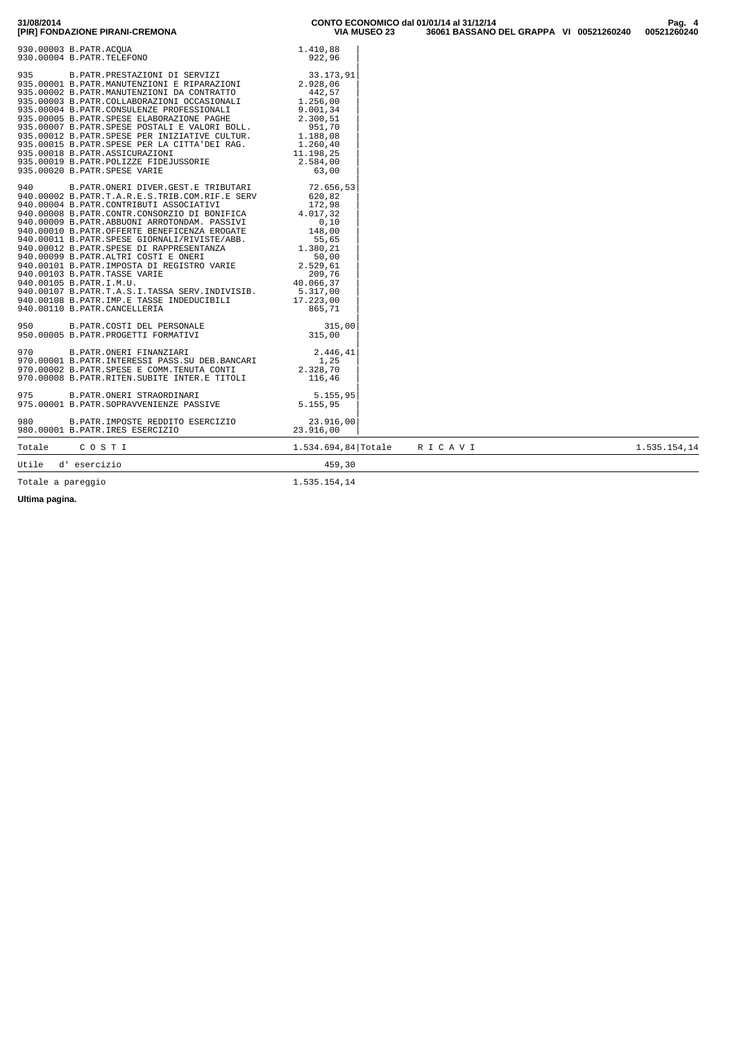| | | | |
|---|---|---|---|
| 930.00003 B.PATR.ACQUA | 1.410,88 | | |
| 930.00004 B.PATR.TELEFONO | 922,96 | | |
| 935 B.PATR.PRESTAZIONI DI SERVIZI | 33.173,91 | | |
| 935.00001 B.PATR.MANUTENZIONI E RIPARAZIONI | 2.928,06 | | |
| 935.00002 B.PATR.MANUTENZIONI DA CONTRATTO | 442,57 | | |
| 935.00003 B.PATR.COLLABORAZIONI OCCASIONALI | 1.256,00 | | |
| 935.00004 B.PATR.CONSULENZE PROFESSIONALI | 9.001,34 | | |
| 935.00005 B.PATR.SPESE ELABORAZIONE PAGHE | 2.300,51 | | |
| 935.00007 B.PATR.SPESE POSTALI E VALORI BOLL. | 951,70 | | |
| 935.00012 B.PATR.SPESE PER INIZIATIVE CULTUR. | 1.188,08 | | |
| 935.00015 B.PATR.SPESE PER LA CITTA'DEI RAG. | 1.260,40 | | |
| 935.00018 B.PATR.ASSICURAZIONI | 11.198,25 | | |
| 935.00019 B.PATR.POLIZZE FIDEJUSSORIE | 2.584,00 | | |
| 935.00020 B.PATR.SPESE VARIE | 63,00 | | |
| 940 B.PATR.ONERI DIVER.GEST.E TRIBUTARI | 72.656,53 | | |
| 940.00002 B.PATR.T.A.R.E.S.TRIB.COM.RIF.E SERV | 620,82 | | |
| 940.00004 B.PATR.CONTRIBUTI ASSOCIATIVI | 172,98 | | |
| 940.00008 B.PATR.CONTR.CONSORZIO DI BONIFICA | 4.017,32 | | |
| 940.00009 B.PATR.ABBUONI ARROTONDAM. PASSIVI | 0,10 | | |
| 940.00010 B.PATR.OFFERTE BENEFICENZA EROGATE | 148,00 | | |
| 940.00011 B.PATR.SPESE GIORNALI/RIVISTE/ABB. | 55,65 | | |
| 940.00012 B.PATR.SPESE DI RAPPRESENTANZA | 1.380,21 | | |
| 940.00099 B.PATR.ALTRI COSTI E ONERI | 50,00 | | |
| 940.00101 B.PATR.IMPOSTA DI REGISTRO VARIE | 2.529,61 | | |
| 940.00103 B.PATR.TASSE VARIE | 209,76 | | |
| 940.00105 B.PATR.I.M.U. | 40.066,37 | | |
| 940.00107 B.PATR.T.A.S.I.TASSA SERV.INDIVISIB. | 5.317,00 | | |
| 940.00108 B.PATR.IMP.E TASSE INDEDUCIBILI | 17.223,00 | | |
| 940.00110 B.PATR.CANCELLERIA | 865,71 | | |
| 950 B.PATR.COSTI DEL PERSONALE | 315,00 | | |
| 950.00005 B.PATR.PROGETTI FORMATIVI | 315,00 | | |
| 970 B.PATR.ONERI FINANZIARI | 2.446,41 | | |
| 970.00001 B.PATR.INTERESSI PASS.SU DEB.BANCARI | 1,25 | | |
| 970.00002 B.PATR.SPESE E COMM.TENUTA CONTI | 2.328,70 | | |
| 970.00008 B.PATR.RITEN.SUBITE INTER.E TITOLI | 116,46 | | |
| 975 B.PATR.ONERI STRAORDINARI | 5.155,95 | | |
| 975.00001 B.PATR.SOPRAVVENIENZE PASSIVE | 5.155,95 | | |
| 980 B.PATR.IMPOSTE REDDITO ESERCIZIO | 23.916,00 | | |
| 980.00001 B.PATR.IRES ESERCIZIO | 23.916,00 | | |
| Totale C O S T I | 1.534.694,84 | Totale R I C A V I | 1.535.154,14 |
| Utile d' esercizio | 459,30 | | |
| Totale a pareggio | 1.535.154,14 | | |

**Ultima pagina.**